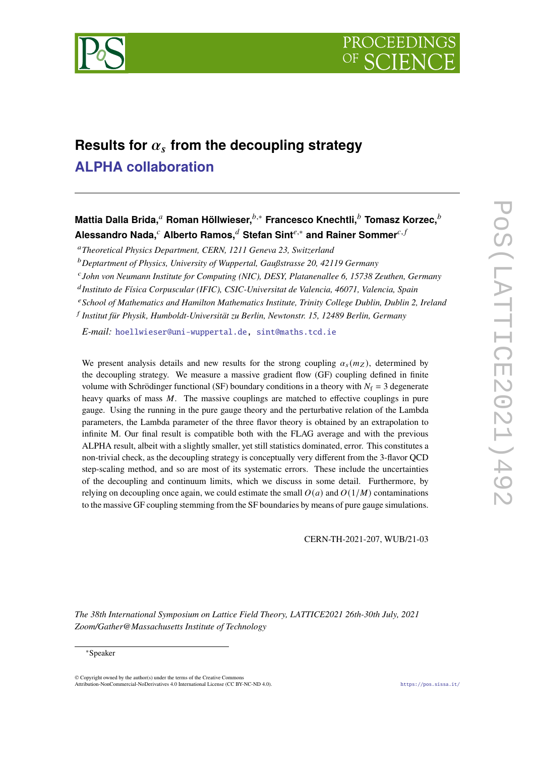# Results for $\alpha_s$ from the decoupling strategy

## ALPHA collaboration

**Mattia Dalla Brida,**[a] **Roman Höllwieser,**[b,*] **Francesco Knechtli,**[b] **Tomasz Korzec,**[b] **Alessandro Nada,**[c] **Alberto Ramos,**[d] **Stefan Sint**[e,*] **and Rainer Sommer**[c,f]

[a] *Theoretical Physics Department, CERN, 1211 Geneva 23, Switzerland*

[b] *Deptartment of Physics, University of Wuppertal, Gaußstrasse 20, 42119 Germany*

[c] *John von Neumann Institute for Computing (NIC), DESY, Platanenallee 6, 15738 Zeuthen, Germany*

[d] *Instituto de Física Corpuscular (IFIC), CSIC-Universitat de Valencia, 46071, Valencia, Spain*

[e] *School of Mathematics and Hamilton Mathematics Institute, Trinity College Dublin, Dublin 2, Ireland*

[f] *Institut für Physik, Humboldt-Universität zu Berlin, Newtonstr. 15, 12489 Berlin, Germany*

*E-mail:* hoellwieser@uni-wuppertal.de, sint@maths.tcd.ie

We present analysis details and new results for the strong coupling $\alpha_s(m_Z)$, determined by the decoupling strategy. We measure a massive gradient flow (GF) coupling defined in finite volume with Schrödinger functional (SF) boundary conditions in a theory with $N_\mathrm{f} = 3$ degenerate heavy quarks of mass $M$. The massive couplings are matched to effective couplings in pure gauge. Using the running in the pure gauge theory and the perturbative relation of the Lambda parameters, the Lambda parameter of the three flavor theory is obtained by an extrapolation to infinite M. Our final result is compatible both with the FLAG average and with the previous ALPHA result, albeit with a slightly smaller, yet still statistics dominated, error. This constitutes a non-trivial check, as the decoupling strategy is conceptually very different from the 3-flavor QCD step-scaling method, and so are most of its systematic errors. These include the uncertainties of the decoupling and continuum limits, which we discuss in some detail. Furthermore, by relying on decoupling once again, we could estimate the small $O(a)$ and $O(1/M)$ contaminations to the massive GF coupling stemming from the SF boundaries by means of pure gauge simulations.

CERN-TH-2021-207, WUB/21-03

*The 38th International Symposium on Lattice Field Theory, LATTICE2021 26th-30th July, 2021*
*Zoom/Gather@Massachusetts Institute of Technology*

*Speaker

© Copyright owned by the author(s) under the terms of the Creative Commons Attribution-NonCommercial-NoDerivatives 4.0 International License (CC BY-NC-ND 4.0).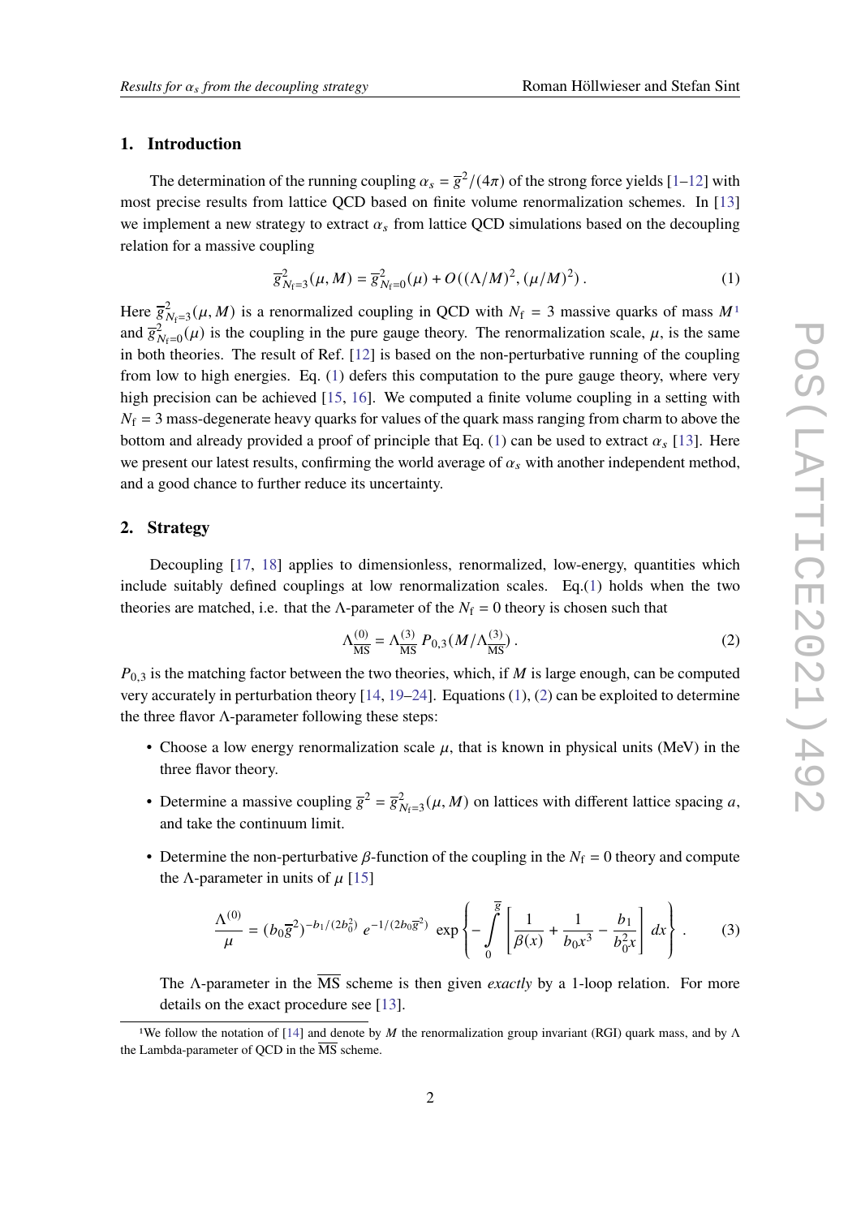## 1. Introduction

The determination of the running coupling $\alpha_s = \bar{g}^2/(4\pi)$ of the strong force yields [1–12] with most precise results from lattice QCD based on finite volume renormalization schemes. In [13] we implement a new strategy to extract $\alpha_s$ from lattice QCD simulations based on the decoupling relation for a massive coupling

$$\bar{g}^2_{N_\mathrm{f}=3}(\mu, M) = \bar{g}^2_{N_\mathrm{f}=0}(\mu) + O((\Lambda/M)^2, (\mu/M)^2)\,. \tag{1}$$

Here $\bar{g}^2_{N_\mathrm{f}=3}(\mu, M)$ is a renormalized coupling in QCD with $N_\mathrm{f} = 3$ massive quarks of mass $M$[1] and $\bar{g}^2_{N_\mathrm{f}=0}(\mu)$ is the coupling in the pure gauge theory. The renormalization scale, $\mu$, is the same in both theories. The result of Ref. [12] is based on the non-perturbative running of the coupling from low to high energies. Eq. (1) defers this computation to the pure gauge theory, where very high precision can be achieved [15, 16]. We computed a finite volume coupling in a setting with $N_\mathrm{f} = 3$ mass-degenerate heavy quarks for values of the quark mass ranging from charm to above the bottom and already provided a proof of principle that Eq. (1) can be used to extract $\alpha_s$ [13]. Here we present our latest results, confirming the world average of $\alpha_s$ with another independent method, and a good chance to further reduce its uncertainty.

## 2. Strategy

Decoupling [17, 18] applies to dimensionless, renormalized, low-energy, quantities which include suitably defined couplings at low renormalization scales. Eq.(1) holds when the two theories are matched, i.e. that the $\Lambda$-parameter of the $N_\mathrm{f} = 0$ theory is chosen such that

$$\Lambda^{(0)}_{\overline{\mathrm{MS}}} = \Lambda^{(3)}_{\overline{\mathrm{MS}}}\, P_{0,3}(M/\Lambda^{(3)}_{\overline{\mathrm{MS}}})\,. \tag{2}$$

$P_{0,3}$ is the matching factor between the two theories, which, if $M$ is large enough, can be computed very accurately in perturbation theory [14, 19–24]. Equations (1), (2) can be exploited to determine the three flavor $\Lambda$-parameter following these steps:

- Choose a low energy renormalization scale $\mu$, that is known in physical units (MeV) in the three flavor theory.
- Determine a massive coupling $\bar{g}^2 = \bar{g}^2_{N_\mathrm{f}=3}(\mu, M)$ on lattices with different lattice spacing $a$, and take the continuum limit.
- Determine the non-perturbative $\beta$-function of the coupling in the $N_\mathrm{f} = 0$ theory and compute the $\Lambda$-parameter in units of $\mu$ [15]

$$\frac{\Lambda^{(0)}}{\mu} = (b_0\bar{g}^2)^{-b_1/(2b_0^2)}\, e^{-1/(2b_0\bar{g}^2)}\, \exp\left\{-\int_0^{\bar{g}} \left[\frac{1}{\beta(x)} + \frac{1}{b_0 x^3} - \frac{b_1}{b_0^2 x}\right] dx\right\}\,. \tag{3}$$

The $\Lambda$-parameter in the $\overline{\mathrm{MS}}$ scheme is then given *exactly* by a 1-loop relation. For more details on the exact procedure see [13].

[1] We follow the notation of [14] and denote by $M$ the renormalization group invariant (RGI) quark mass, and by $\Lambda$ the Lambda-parameter of QCD in the $\overline{\mathrm{MS}}$ scheme.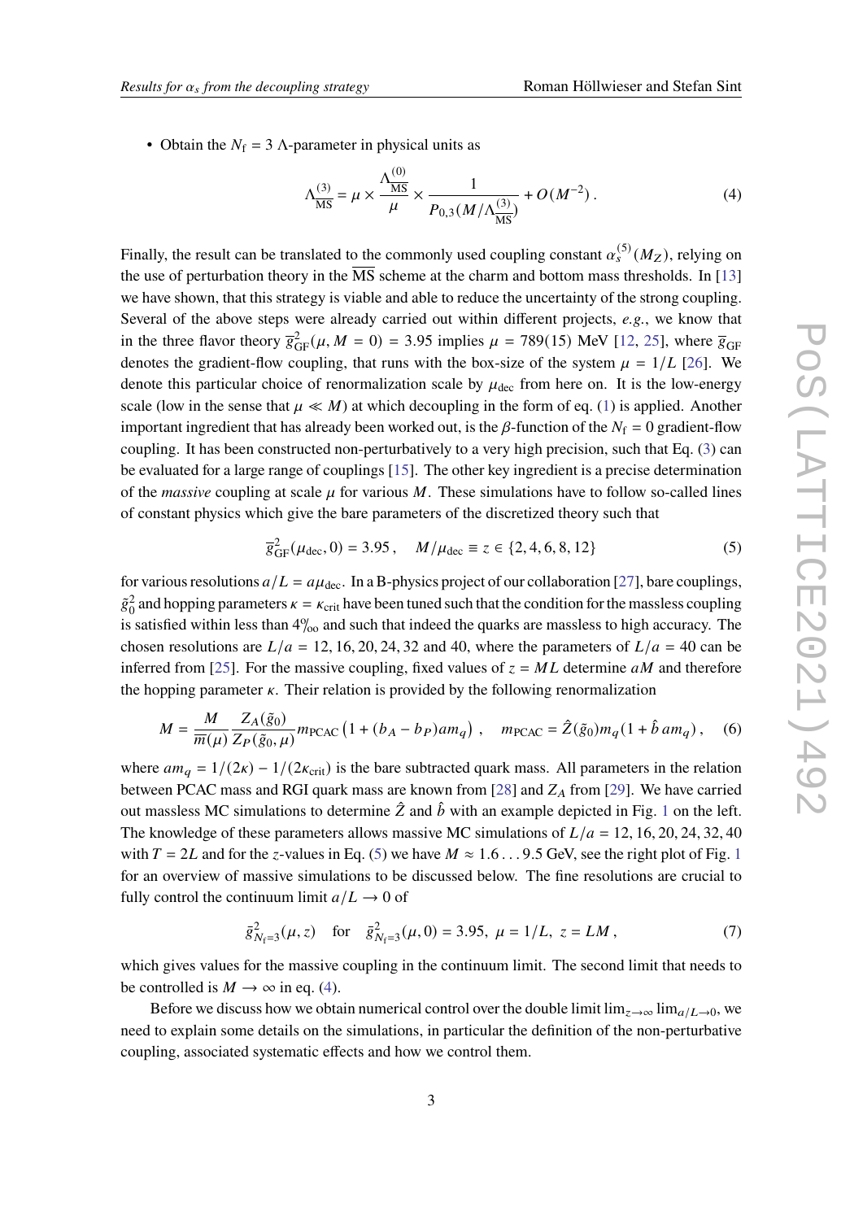- Obtain the $N_\mathrm{f} = 3$ $\Lambda$-parameter in physical units as

$$\Lambda^{(3)}_{\overline{\mathrm{MS}}} = \mu \times \frac{\Lambda^{(0)}_{\overline{\mathrm{MS}}}}{\mu} \times \frac{1}{P_{0,3}(M/\Lambda^{(3)}_{\overline{\mathrm{MS}}})} + O(M^{-2})\,. \tag{4}$$

Finally, the result can be translated to the commonly used coupling constant $\alpha_s^{(5)}(M_Z)$, relying on the use of perturbation theory in the $\overline{\mathrm{MS}}$ scheme at the charm and bottom mass thresholds. In [13] we have shown, that this strategy is viable and able to reduce the uncertainty of the strong coupling. Several of the above steps were already carried out within different projects, *e.g.*, we know that in the three flavor theory $\overline{g}^2_{\mathrm{GF}}(\mu, M=0) = 3.95$ implies $\mu = 789(15)$ MeV [12, 25], where $\overline{g}_{\mathrm{GF}}$ denotes the gradient-flow coupling, that runs with the box-size of the system $\mu = 1/L$ [26]. We denote this particular choice of renormalization scale by $\mu_{\mathrm{dec}}$ from here on. It is the low-energy scale (low in the sense that $\mu \ll M$) at which decoupling in the form of eq. (1) is applied. Another important ingredient that has already been worked out, is the $\beta$-function of the $N_\mathrm{f} = 0$ gradient-flow coupling. It has been constructed non-perturbatively to a very high precision, such that Eq. (3) can be evaluated for a large range of couplings [15]. The other key ingredient is a precise determination of the *massive* coupling at scale $\mu$ for various $M$. These simulations have to follow so-called lines of constant physics which give the bare parameters of the discretized theory such that

$$\overline{g}^2_{\mathrm{GF}}(\mu_{\mathrm{dec}}, 0) = 3.95\,, \quad M/\mu_{\mathrm{dec}} \equiv z \in \{2, 4, 6, 8, 12\} \tag{5}$$

for various resolutions $a/L = a\mu_{\mathrm{dec}}$. In a B-physics project of our collaboration [27], bare couplings, $\tilde{g}_0^2$ and hopping parameters $\kappa = \kappa_{\mathrm{crit}}$ have been tuned such that the condition for the massless coupling is satisfied within less than $4‰$ and such that indeed the quarks are massless to high accuracy. The chosen resolutions are $L/a = 12, 16, 20, 24, 32$ and $40$, where the parameters of $L/a = 40$ can be inferred from [25]. For the massive coupling, fixed values of $z = ML$ determine $aM$ and therefore the hopping parameter $\kappa$. Their relation is provided by the following renormalization

$$M = \frac{M}{\overline{m}(\mu)} \frac{Z_A(\tilde{g}_0)}{Z_P(\tilde{g}_0, \mu)} m_{\mathrm{PCAC}} \left(1 + (b_A - b_P) a m_q\right)\,, \quad m_{\mathrm{PCAC}} = \hat{Z}(\tilde{g}_0) m_q (1 + \hat{b}\, a m_q)\,, \tag{6}$$

where $am_q = 1/(2\kappa) - 1/(2\kappa_{\mathrm{crit}})$ is the bare subtracted quark mass. All parameters in the relation between PCAC mass and RGI quark mass are known from [28] and $Z_A$ from [29]. We have carried out massless MC simulations to determine $\hat{Z}$ and $\hat{b}$ with an example depicted in Fig. 1 on the left. The knowledge of these parameters allows massive MC simulations of $L/a = 12, 16, 20, 24, 32, 40$ with $T = 2L$ and for the $z$-values in Eq. (5) we have $M \approx 1.6 \ldots 9.5$ GeV, see the right plot of Fig. 1 for an overview of massive simulations to be discussed below. The fine resolutions are crucial to fully control the continuum limit $a/L \to 0$ of

$$\bar{g}^2_{N_\mathrm{f}=3}(\mu, z) \quad \text{for} \quad \bar{g}^2_{N_\mathrm{f}=3}(\mu, 0) = 3.95,\ \mu = 1/L,\ z = LM\,, \tag{7}$$

which gives values for the massive coupling in the continuum limit. The second limit that needs to be controlled is $M \to \infty$ in eq. (4).

Before we discuss how we obtain numerical control over the double limit $\lim_{z\to\infty} \lim_{a/L\to 0}$, we need to explain some details on the simulations, in particular the definition of the non-perturbative coupling, associated systematic effects and how we control them.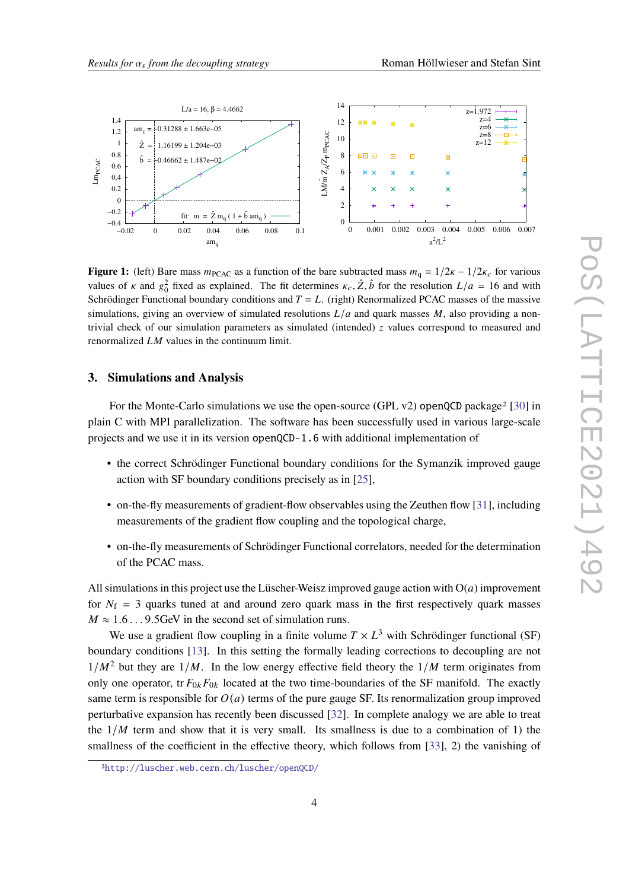**Figure 1:** (left) Bare mass $m_{\rm PCAC}$ as a function of the bare subtracted mass $m_{\rm q} = 1/2\kappa - 1/2\kappa_c$ for various values of $\kappa$ and $g_0^2$ fixed as explained. The fit determines $\kappa_c, \hat{Z}, \hat{b}$ for the resolution $L/a = 16$ and with Schrödinger Functional boundary conditions and $T = L$. (right) Renormalized PCAC masses of the massive simulations, giving an overview of simulated resolutions $L/a$ and quark masses $M$, also providing a non-trivial check of our simulation parameters as simulated (intended) $z$ values correspond to measured and renormalized $LM$ values in the continuum limit.

## 3. Simulations and Analysis

For the Monte-Carlo simulations we use the open-source (GPL v2) `openQCD` package[2] [30] in plain C with MPI parallelization. The software has been successfully used in various large-scale projects and we use it in its version `openQCD-1.6` with additional implementation of

- the correct Schrödinger Functional boundary conditions for the Symanzik improved gauge action with SF boundary conditions precisely as in [25],
- on-the-fly measurements of gradient-flow observables using the Zeuthen flow [31], including measurements of the gradient flow coupling and the topological charge,
- on-the-fly measurements of Schrödinger Functional correlators, needed for the determination of the PCAC mass.

All simulations in this project use the Lüscher-Weisz improved gauge action with $\mathrm{O}(a)$ improvement for $N_\mathrm{f} = 3$ quarks tuned at and around zero quark mass in the first respectively quark masses $M \approx 1.6 \ldots 9.5$GeV in the second set of simulation runs.

We use a gradient flow coupling in a finite volume $T \times L^3$ with Schrödinger functional (SF) boundary conditions [13]. In this setting the formally leading corrections to decoupling are not $1/M^2$ but they are $1/M$. In the low energy effective field theory the $1/M$ term originates from only one operator, $\mathrm{tr}\, F_{0k} F_{0k}$ located at the two time-boundaries of the SF manifold. The exactly same term is responsible for $O(a)$ terms of the pure gauge SF. Its renormalization group improved perturbative expansion has recently been discussed [32]. In complete analogy we are able to treat the $1/M$ term and show that it is very small. Its smallness is due to a combination of 1) the smallness of the coefficient in the effective theory, which follows from [33], 2) the vanishing of

[2] http://luscher.web.cern.ch/luscher/openQCD/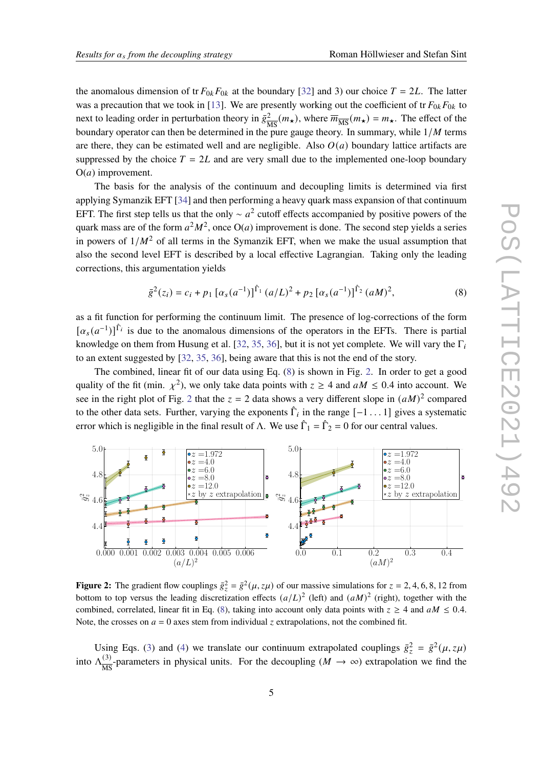the anomalous dimension of tr $F_{0k}F_{0k}$ at the boundary [32] and 3) our choice $T = 2L$. The latter was a precaution that we took in [13]. We are presently working out the coefficient of tr $F_{0k}F_{0k}$ to next to leading order in perturbation theory in $\bar{g}^2_{\overline{\rm MS}}(m_\star)$, where $\overline{m}_{\overline{\rm MS}}(m_\star) = m_\star$. The effect of the boundary operator can then be determined in the pure gauge theory. In summary, while $1/M$ terms are there, they can be estimated well and are negligible. Also $O(a)$ boundary lattice artifacts are suppressed by the choice $T = 2L$ and are very small due to the implemented one-loop boundary O($a$) improvement.

The basis for the analysis of the continuum and decoupling limits is determined via first applying Symanzik EFT [34] and then performing a heavy quark mass expansion of that continuum EFT. The first step tells us that the only $\sim a^2$ cutoff effects accompanied by positive powers of the quark mass are of the form $a^2M^2$, once O($a$) improvement is done. The second step yields a series in powers of $1/M^2$ of all terms in the Symanzik EFT, when we make the usual assumption that also the second level EFT is described by a local effective Lagrangian. Taking only the leading corrections, this argumentation yields

$$\bar{g}^2(z_i) = c_i + p_1\,[\alpha_s(a^{-1})]^{\hat{\Gamma}_1}\,(a/L)^2 + p_2\,[\alpha_s(a^{-1})]^{\hat{\Gamma}_2}\,(aM)^2, \tag{8}$$

as a fit function for performing the continuum limit. The presence of log-corrections of the form $[\alpha_s(a^{-1})]^{\hat{\Gamma}_i}$ is due to the anomalous dimensions of the operators in the EFTs. There is partial knowledge on them from Husung et al. [32, 35, 36], but it is not yet complete. We will vary the $\Gamma_i$ to an extent suggested by [32, 35, 36], being aware that this is not the end of the story.

The combined, linear fit of our data using Eq. (8) is shown in Fig. 2. In order to get a good quality of the fit (min. $\chi^2$), we only take data points with $z \geq 4$ and $aM \leq 0.4$ into account. We see in the right plot of Fig. 2 that the $z = 2$ data shows a very different slope in $(aM)^2$ compared to the other data sets. Further, varying the exponents $\hat{\Gamma}_i$ in the range $[-1\ldots1]$ gives a systematic error which is negligible in the final result of $\Lambda$. We use $\hat{\Gamma}_1 = \hat{\Gamma}_2 = 0$ for our central values.

**Figure 2:** The gradient flow couplings $\bar{g}^2_z = \bar{g}^2(\mu, z\mu)$ of our massive simulations for $z = 2, 4, 6, 8, 12$ from bottom to top versus the leading discretization effects $(a/L)^2$ (left) and $(aM)^2$ (right), together with the combined, correlated, linear fit in Eq. (8), taking into account only data points with $z \geq 4$ and $aM \leq 0.4$. Note, the crosses on $a = 0$ axes stem from individual $z$ extrapolations, not the combined fit.

Using Eqs. (3) and (4) we translate our continuum extrapolated couplings $\bar{g}^2_z = \bar{g}^2(\mu, z\mu)$ into $\Lambda^{(3)}_{\overline{\rm MS}}$-parameters in physical units. For the decoupling ($M \to \infty$) extrapolation we find the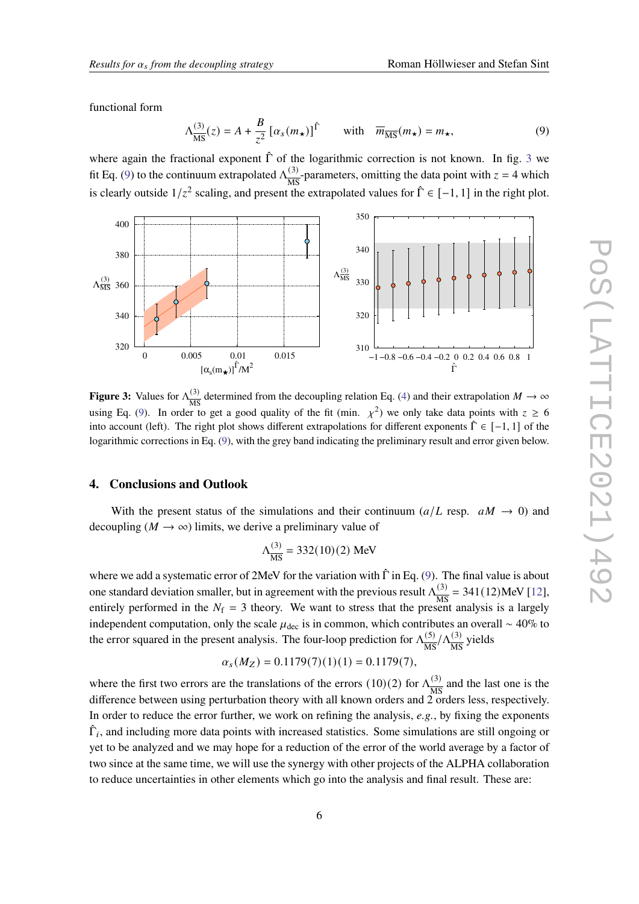functional form

$$\Lambda_{\overline{\rm MS}}^{(3)}(z) = A + \frac{B}{z^2}\,[\alpha_s(m_\star)]^{\hat{\Gamma}} \qquad \text{with} \quad \overline{m}_{\overline{\rm MS}}(m_\star) = m_\star, \tag{9}$$

where again the fractional exponent $\hat{\Gamma}$ of the logarithmic correction is not known. In fig. 3 we fit Eq. (9) to the continuum extrapolated $\Lambda_{\overline{\rm MS}}^{(3)}$-parameters, omitting the data point with $z = 4$ which is clearly outside $1/z^2$ scaling, and present the extrapolated values for $\hat{\Gamma} \in [-1, 1]$ in the right plot.

**Figure 3:** Values for $\Lambda_{\overline{\rm MS}}^{(3)}$ determined from the decoupling relation Eq. (4) and their extrapolation $M \to \infty$ using Eq. (9). In order to get a good quality of the fit (min. $\chi^2$) we only take data points with $z \geq 6$ into account (left). The right plot shows different extrapolations for different exponents $\hat{\Gamma} \in [-1, 1]$ of the logarithmic corrections in Eq. (9), with the grey band indicating the preliminary result and error given below.

## 4. Conclusions and Outlook

With the present status of the simulations and their continuum ($a/L$ resp. $aM \to 0$) and decoupling ($M \to \infty$) limits, we derive a preliminary value of

$$\Lambda_{\overline{\rm MS}}^{(3)} = 332(10)(2)\ \text{MeV}$$

where we add a systematic error of 2MeV for the variation with $\hat{\Gamma}$ in Eq. (9). The final value is about one standard deviation smaller, but in agreement with the previous result $\Lambda_{\overline{\rm MS}}^{(3)} = 341(12)$MeV [12], entirely performed in the $N_{\rm f} = 3$ theory. We want to stress that the present analysis is a largely independent computation, only the scale $\mu_{\rm dec}$ is in common, which contributes an overall $\sim 40\%$ to the error squared in the present analysis. The four-loop prediction for $\Lambda_{\overline{\rm MS}}^{(5)}/\Lambda_{\overline{\rm MS}}^{(3)}$ yields

$$\alpha_s(M_Z) = 0.1179(7)(1)(1) = 0.1179(7),$$

where the first two errors are the translations of the errors (10)(2) for $\Lambda_{\overline{\rm MS}}^{(3)}$ and the last one is the difference between using perturbation theory with all known orders and 2 orders less, respectively. In order to reduce the error further, we work on refining the analysis, *e.g.*, by fixing the exponents $\hat{\Gamma}_i$, and including more data points with increased statistics. Some simulations are still ongoing or yet to be analyzed and we may hope for a reduction of the error of the world average by a factor of two since at the same time, we will use the synergy with other projects of the ALPHA collaboration to reduce uncertainties in other elements which go into the analysis and final result. These are: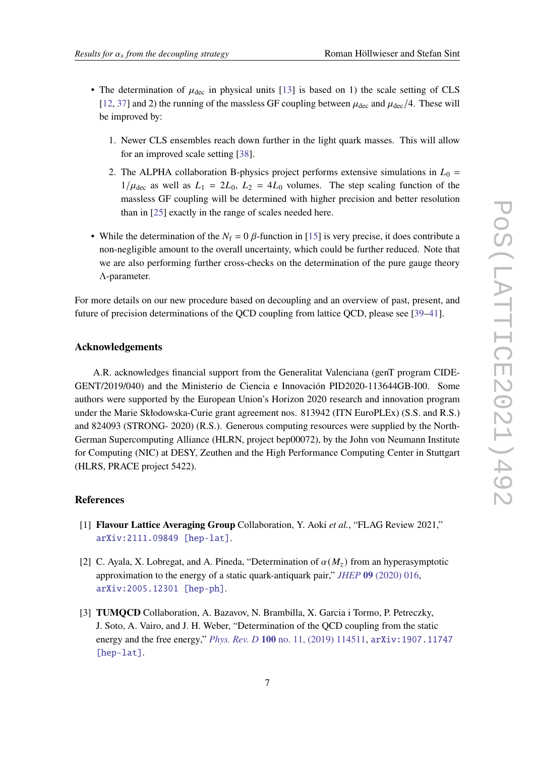- The determination of $\mu_{\rm dec}$ in physical units [13] is based on 1) the scale setting of CLS [12, 37] and 2) the running of the massless GF coupling between $\mu_{\rm dec}$ and $\mu_{\rm dec}/4$. These will be improved by:

  1. Newer CLS ensembles reach down further in the light quark masses. This will allow for an improved scale setting [38].
  2. The ALPHA collaboration B-physics project performs extensive simulations in $L_0 = 1/\mu_{\rm dec}$ as well as $L_1 = 2L_0$, $L_2 = 4L_0$ volumes. The step scaling function of the massless GF coupling will be determined with higher precision and better resolution than in [25] exactly in the range of scales needed here.

- While the determination of the $N_{\rm f} = 0$ $\beta$-function in [15] is very precise, it does contribute a non-negligible amount to the overall uncertainty, which could be further reduced. Note that we are also performing further cross-checks on the determination of the pure gauge theory $\Lambda$-parameter.

For more details on our new procedure based on decoupling and an overview of past, present, and future of precision determinations of the QCD coupling from lattice QCD, please see [39–41].

### Acknowledgements

A.R. acknowledges financial support from the Generalitat Valenciana (genT program CIDE-GENT/2019/040) and the Ministerio de Ciencia e Innovación PID2020-113644GB-I00. Some authors were supported by the European Union's Horizon 2020 research and innovation program under the Marie Skłodowska-Curie grant agreement nos. 813942 (ITN EuroPLEx) (S.S. and R.S.) and 824093 (STRONG- 2020) (R.S.). Generous computing resources were supplied by the North-German Supercomputing Alliance (HLRN, project bep00072), by the John von Neumann Institute for Computing (NIC) at DESY, Zeuthen and the High Performance Computing Center in Stuttgart (HLRS, PRACE project 5422).

### References

[1] **Flavour Lattice Averaging Group** Collaboration, Y. Aoki *et al.*, "FLAG Review 2021," arXiv:2111.09849 [hep-lat].

[2] C. Ayala, X. Lobregat, and A. Pineda, "Determination of $\alpha(M_z)$ from an hyperasymptotic approximation to the energy of a static quark-antiquark pair," *JHEP* **09** (2020) 016, arXiv:2005.12301 [hep-ph].

[3] **TUMQCD** Collaboration, A. Bazavov, N. Brambilla, X. Garcia i Tormo, P. Petreczky, J. Soto, A. Vairo, and J. H. Weber, "Determination of the QCD coupling from the static energy and the free energy," *Phys. Rev. D* **100** no. 11, (2019) 114511, arXiv:1907.11747 [hep-lat].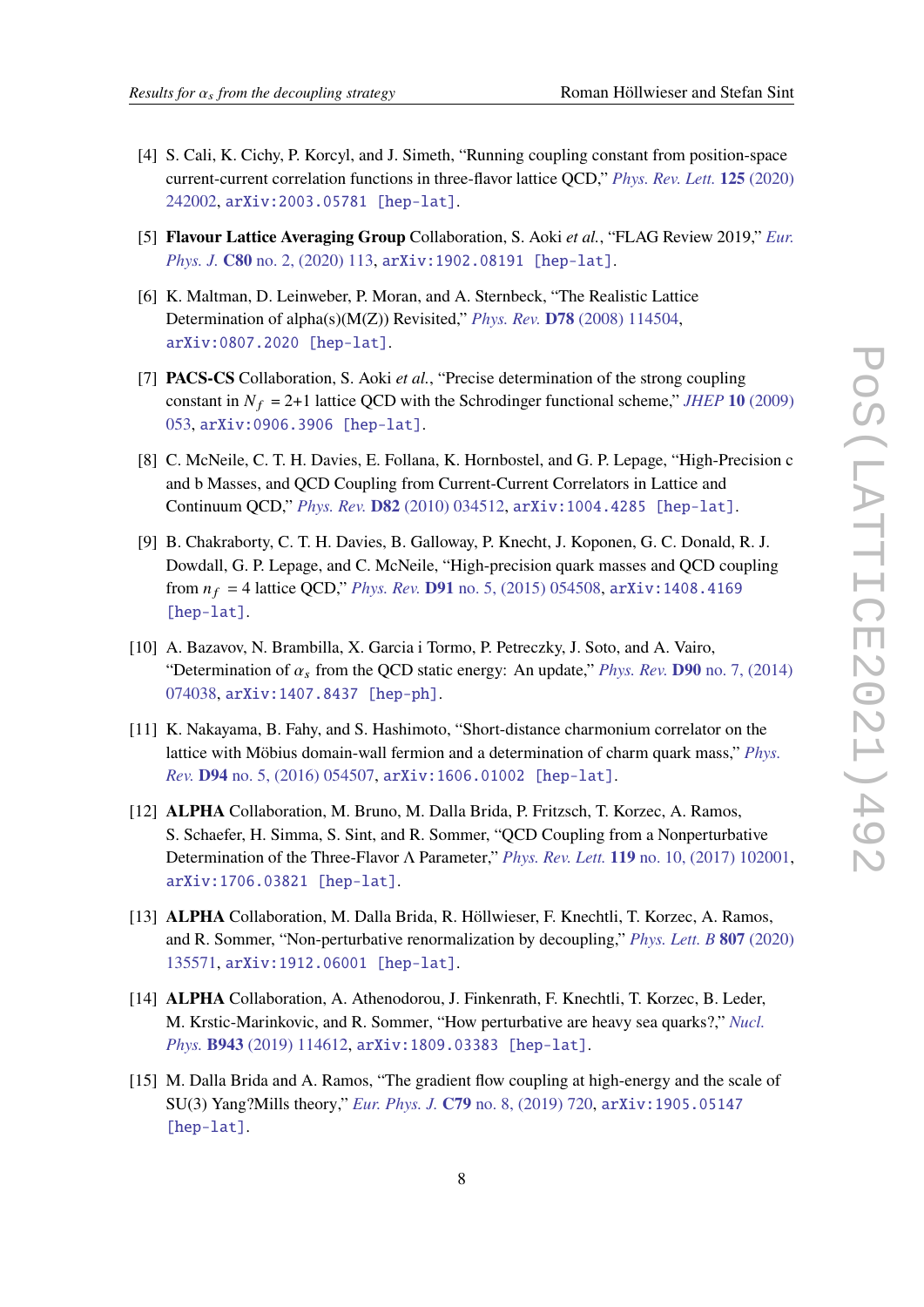[4] S. Cali, K. Cichy, P. Korcyl, and J. Simeth, "Running coupling constant from position-space current-current correlation functions in three-flavor lattice QCD," *Phys. Rev. Lett.* **125** (2020) 242002, arXiv:2003.05781 [hep-lat].

[5] **Flavour Lattice Averaging Group** Collaboration, S. Aoki *et al.*, "FLAG Review 2019," *Eur. Phys. J.* **C80** no. 2, (2020) 113, arXiv:1902.08191 [hep-lat].

[6] K. Maltman, D. Leinweber, P. Moran, and A. Sternbeck, "The Realistic Lattice Determination of alpha(s)(M(Z)) Revisited," *Phys. Rev.* **D78** (2008) 114504, arXiv:0807.2020 [hep-lat].

[7] **PACS-CS** Collaboration, S. Aoki *et al.*, "Precise determination of the strong coupling constant in $N_f$ = 2+1 lattice QCD with the Schrodinger functional scheme," *JHEP* **10** (2009) 053, arXiv:0906.3906 [hep-lat].

[8] C. McNeile, C. T. H. Davies, E. Follana, K. Hornbostel, and G. P. Lepage, "High-Precision c and b Masses, and QCD Coupling from Current-Current Correlators in Lattice and Continuum QCD," *Phys. Rev.* **D82** (2010) 034512, arXiv:1004.4285 [hep-lat].

[9] B. Chakraborty, C. T. H. Davies, B. Galloway, P. Knecht, J. Koponen, G. C. Donald, R. J. Dowdall, G. P. Lepage, and C. McNeile, "High-precision quark masses and QCD coupling from $n_f$ = 4 lattice QCD," *Phys. Rev.* **D91** no. 5, (2015) 054508, arXiv:1408.4169 [hep-lat].

[10] A. Bazavov, N. Brambilla, X. Garcia i Tormo, P. Petreczky, J. Soto, and A. Vairo, "Determination of $\alpha_s$ from the QCD static energy: An update," *Phys. Rev.* **D90** no. 7, (2014) 074038, arXiv:1407.8437 [hep-ph].

[11] K. Nakayama, B. Fahy, and S. Hashimoto, "Short-distance charmonium correlator on the lattice with Möbius domain-wall fermion and a determination of charm quark mass," *Phys. Rev.* **D94** no. 5, (2016) 054507, arXiv:1606.01002 [hep-lat].

[12] **ALPHA** Collaboration, M. Bruno, M. Dalla Brida, P. Fritzsch, T. Korzec, A. Ramos, S. Schaefer, H. Simma, S. Sint, and R. Sommer, "QCD Coupling from a Nonperturbative Determination of the Three-Flavor Λ Parameter," *Phys. Rev. Lett.* **119** no. 10, (2017) 102001, arXiv:1706.03821 [hep-lat].

[13] **ALPHA** Collaboration, M. Dalla Brida, R. Höllwieser, F. Knechtli, T. Korzec, A. Ramos, and R. Sommer, "Non-perturbative renormalization by decoupling," *Phys. Lett. B* **807** (2020) 135571, arXiv:1912.06001 [hep-lat].

[14] **ALPHA** Collaboration, A. Athenodorou, J. Finkenrath, F. Knechtli, T. Korzec, B. Leder, M. Krstic-Marinkovic, and R. Sommer, "How perturbative are heavy sea quarks?," *Nucl. Phys.* **B943** (2019) 114612, arXiv:1809.03383 [hep-lat].

[15] M. Dalla Brida and A. Ramos, "The gradient flow coupling at high-energy and the scale of SU(3) Yang?Mills theory," *Eur. Phys. J.* **C79** no. 8, (2019) 720, arXiv:1905.05147 [hep-lat].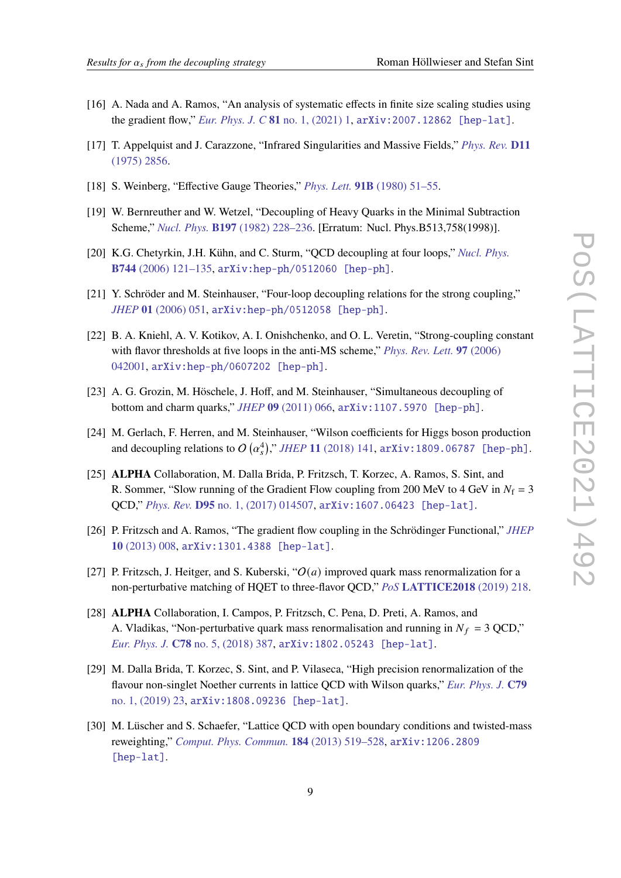[16] A. Nada and A. Ramos, "An analysis of systematic effects in finite size scaling studies using the gradient flow," *Eur. Phys. J. C* **81** no. 1, (2021) 1, arXiv:2007.12862 [hep-lat].

[17] T. Appelquist and J. Carazzone, "Infrared Singularities and Massive Fields," *Phys. Rev.* **D11** (1975) 2856.

[18] S. Weinberg, "Effective Gauge Theories," *Phys. Lett.* **91B** (1980) 51–55.

[19] W. Bernreuther and W. Wetzel, "Decoupling of Heavy Quarks in the Minimal Subtraction Scheme," *Nucl. Phys.* **B197** (1982) 228–236. [Erratum: Nucl. Phys.B513,758(1998)].

[20] K.G. Chetyrkin, J.H. Kühn, and C. Sturm, "QCD decoupling at four loops," *Nucl. Phys.* **B744** (2006) 121–135, arXiv:hep-ph/0512060 [hep-ph].

[21] Y. Schröder and M. Steinhauser, "Four-loop decoupling relations for the strong coupling," *JHEP* **01** (2006) 051, arXiv:hep-ph/0512058 [hep-ph].

[22] B. A. Kniehl, A. V. Kotikov, A. I. Onishchenko, and O. L. Veretin, "Strong-coupling constant with flavor thresholds at five loops in the anti-MS scheme," *Phys. Rev. Lett.* **97** (2006) 042001, arXiv:hep-ph/0607202 [hep-ph].

[23] A. G. Grozin, M. Höschele, J. Hoff, and M. Steinhauser, "Simultaneous decoupling of bottom and charm quarks," *JHEP* **09** (2011) 066, arXiv:1107.5970 [hep-ph].

[24] M. Gerlach, F. Herren, and M. Steinhauser, "Wilson coefficients for Higgs boson production and decoupling relations to $O\left(\alpha_s^4\right)$," *JHEP* **11** (2018) 141, arXiv:1809.06787 [hep-ph].

[25] **ALPHA** Collaboration, M. Dalla Brida, P. Fritzsch, T. Korzec, A. Ramos, S. Sint, and R. Sommer, "Slow running of the Gradient Flow coupling from 200 MeV to 4 GeV in $N_\mathrm{f} = 3$ QCD," *Phys. Rev.* **D95** no. 1, (2017) 014507, arXiv:1607.06423 [hep-lat].

[26] P. Fritzsch and A. Ramos, "The gradient flow coupling in the Schrödinger Functional," *JHEP* **10** (2013) 008, arXiv:1301.4388 [hep-lat].

[27] P. Fritzsch, J. Heitger, and S. Kuberski, "$O(a)$ improved quark mass renormalization for a non-perturbative matching of HQET to three-flavor QCD," *PoS* **LATTICE2018** (2019) 218.

[28] **ALPHA** Collaboration, I. Campos, P. Fritzsch, C. Pena, D. Preti, A. Ramos, and A. Vladikas, "Non-perturbative quark mass renormalisation and running in $N_f = 3$ QCD," *Eur. Phys. J.* **C78** no. 5, (2018) 387, arXiv:1802.05243 [hep-lat].

[29] M. Dalla Brida, T. Korzec, S. Sint, and P. Vilaseca, "High precision renormalization of the flavour non-singlet Noether currents in lattice QCD with Wilson quarks," *Eur. Phys. J.* **C79** no. 1, (2019) 23, arXiv:1808.09236 [hep-lat].

[30] M. Lüscher and S. Schaefer, "Lattice QCD with open boundary conditions and twisted-mass reweighting," *Comput. Phys. Commun.* **184** (2013) 519–528, arXiv:1206.2809 [hep-lat].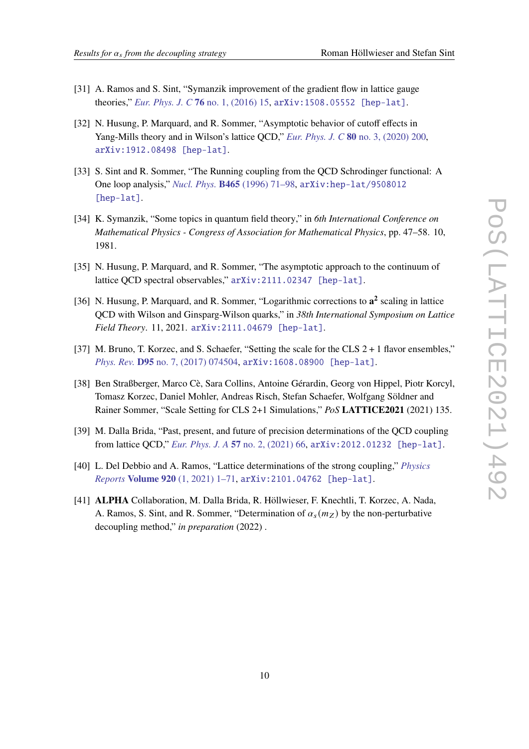[31] A. Ramos and S. Sint, "Symanzik improvement of the gradient flow in lattice gauge theories," *Eur. Phys. J. C* **76** no. 1, (2016) 15, arXiv:1508.05552 [hep-lat].

[32] N. Husung, P. Marquard, and R. Sommer, "Asymptotic behavior of cutoff effects in Yang-Mills theory and in Wilson's lattice QCD," *Eur. Phys. J. C* **80** no. 3, (2020) 200, arXiv:1912.08498 [hep-lat].

[33] S. Sint and R. Sommer, "The Running coupling from the QCD Schrodinger functional: A One loop analysis," *Nucl. Phys.* **B465** (1996) 71–98, arXiv:hep-lat/9508012 [hep-lat].

[34] K. Symanzik, "Some topics in quantum field theory," in *6th International Conference on Mathematical Physics - Congress of Association for Mathematical Physics*, pp. 47–58. 10, 1981.

[35] N. Husung, P. Marquard, and R. Sommer, "The asymptotic approach to the continuum of lattice QCD spectral observables," arXiv:2111.02347 [hep-lat].

[36] N. Husung, P. Marquard, and R. Sommer, "Logarithmic corrections to $\mathbf{a^2}$ scaling in lattice QCD with Wilson and Ginsparg-Wilson quarks," in *38th International Symposium on Lattice Field Theory*. 11, 2021. arXiv:2111.04679 [hep-lat].

[37] M. Bruno, T. Korzec, and S. Schaefer, "Setting the scale for the CLS 2 + 1 flavor ensembles," *Phys. Rev.* **D95** no. 7, (2017) 074504, arXiv:1608.08900 [hep-lat].

[38] Ben Straßberger, Marco Cè, Sara Collins, Antoine Gérardin, Georg von Hippel, Piotr Korcyl, Tomasz Korzec, Daniel Mohler, Andreas Risch, Stefan Schaefer, Wolfgang Söldner and Rainer Sommer, "Scale Setting for CLS 2+1 Simulations," *PoS* **LATTICE2021** (2021) 135.

[39] M. Dalla Brida, "Past, present, and future of precision determinations of the QCD coupling from lattice QCD," *Eur. Phys. J. A* **57** no. 2, (2021) 66, arXiv:2012.01232 [hep-lat].

[40] L. Del Debbio and A. Ramos, "Lattice determinations of the strong coupling," *Physics Reports* **Volume 920** (1, 2021) 1–71, arXiv:2101.04762 [hep-lat].

[41] **ALPHA** Collaboration, M. Dalla Brida, R. Höllwieser, F. Knechtli, T. Korzec, A. Nada, A. Ramos, S. Sint, and R. Sommer, "Determination of $\alpha_s(m_Z)$ by the non-perturbative decoupling method," *in preparation* (2022) .